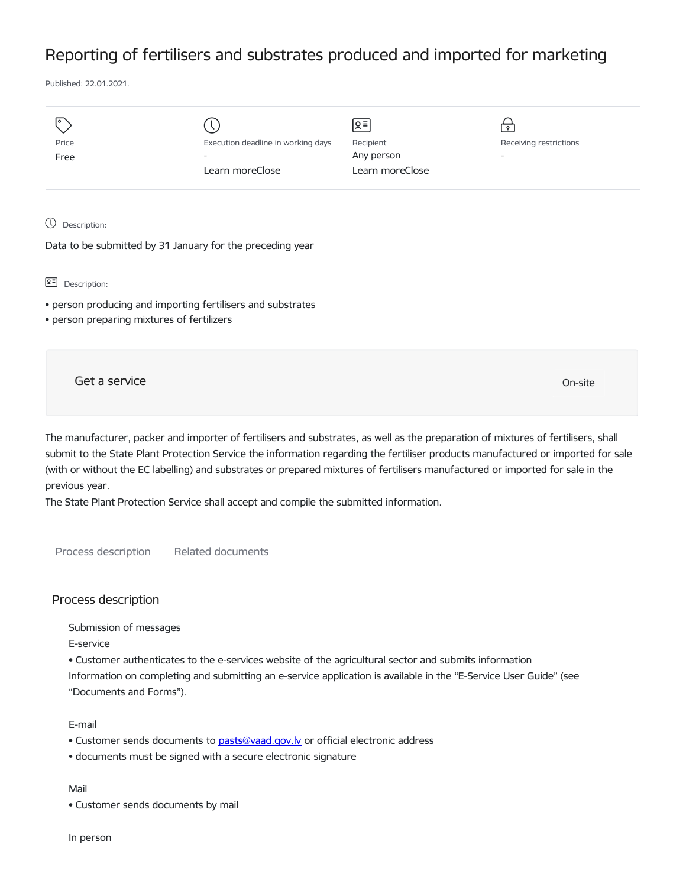# Reporting of fertilisers and substrates produced and imported for marketing

Published: 22.01.2021.

| Price | Execution deadline in working days | Recipient | Receiving restrictions |
|---|---|---|---|
| Free | - | Any person | - |
| | Learn moreClose | Learn moreClose | |

Description:

Data to be submitted by 31 January for the preceding year

Description:

- person producing and importing fertilisers and substrates
- person preparing mixtures of fertilizers

Get a service

On-site

The manufacturer, packer and importer of fertilisers and substrates, as well as the preparation of mixtures of fertilisers, shall submit to the State Plant Protection Service the information regarding the fertiliser products manufactured or imported for sale (with or without the EC labelling) and substrates or prepared mixtures of fertilisers manufactured or imported for sale in the previous year.
The State Plant Protection Service shall accept and compile the submitted information.

Process description    Related documents

## Process description

Submission of messages

E-service

- Customer authenticates to the e-services website of the agricultural sector and submits information

Information on completing and submitting an e-service application is available in the "E-Service User Guide" (see "Documents and Forms").

E-mail

- Customer sends documents to pasts@vaad.gov.lv or official electronic address
- documents must be signed with a secure electronic signature

Mail

- Customer sends documents by mail

In person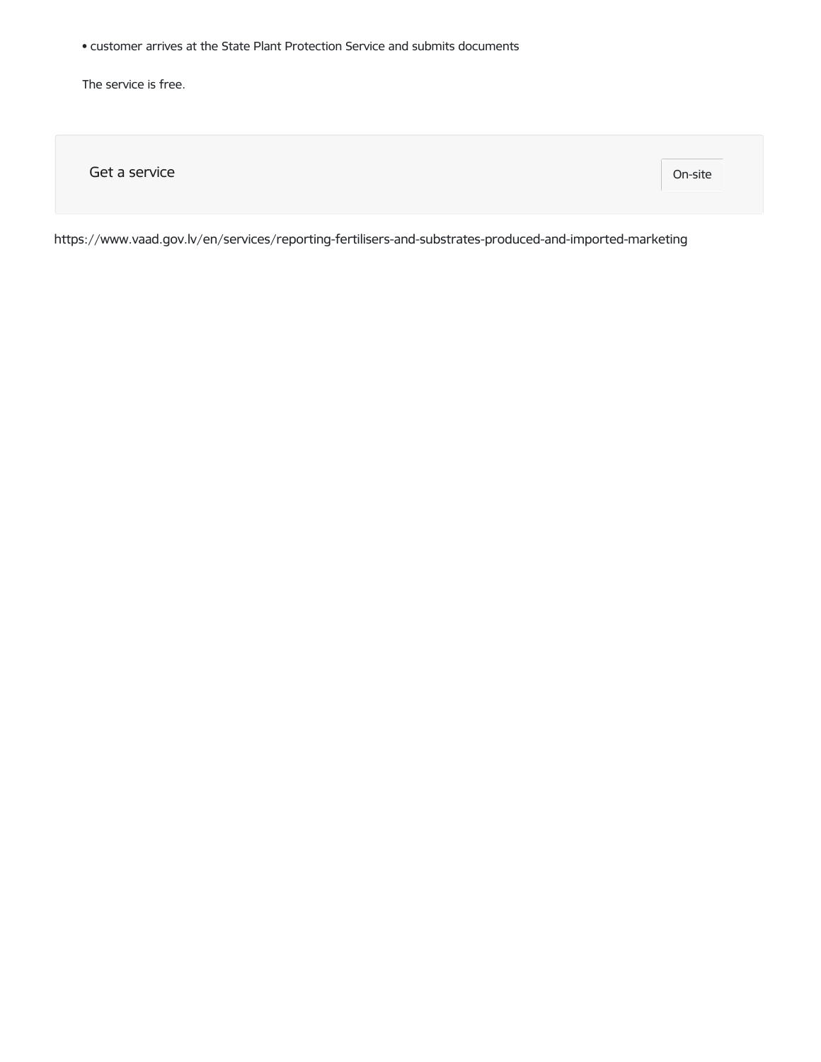- customer arrives at the State Plant Protection Service and submits documents

The service is free.

Get a service

On-site

https://www.vaad.gov.lv/en/services/reporting-fertilisers-and-substrates-produced-and-imported-marketing